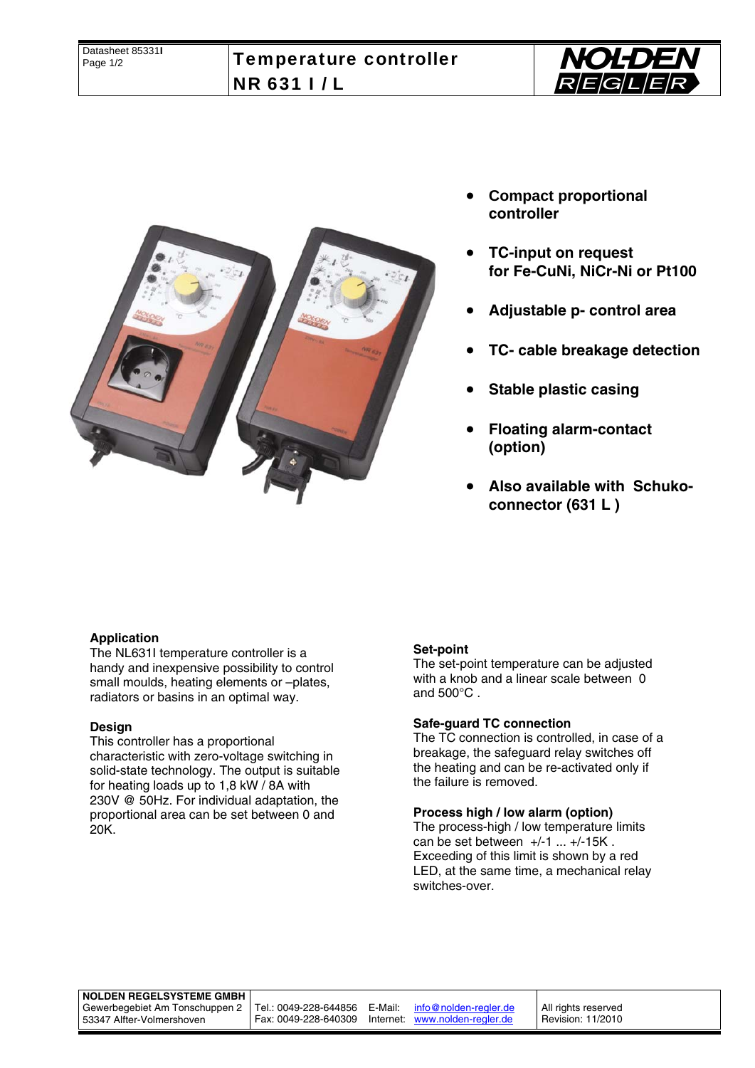# Temperature controller NR 631 I / L

- **Compact proportional controller**
- **TC-input on request for Fe-CuNi, NiCr-Ni or Pt100**
- **Adjustable p- control area**
- **TC- cable breakage detection**
- **Stable plastic casing**
- **Floating alarm-contact (option)**
- **Also available with Schuko-connector (631 L )**

### Application

The NL631I temperature controller is a handy and inexpensive possibility to control small moulds, heating elements or –plates, radiators or basins in an optimal way.

### Design

This controller has a proportional characteristic with zero-voltage switching in solid-state technology. The output is suitable for heating loads up to 1,8 kW / 8A with 230V @ 50Hz. For individual adaptation, the proportional area can be set between 0 and 20K.

### Set-point

The set-point temperature can be adjusted with a knob and a linear scale between 0 and 500°C .

### Safe-guard TC connection

The TC connection is controlled, in case of a breakage, the safeguard relay switches off the heating and can be re-activated only if the failure is removed.

### Process high / low alarm (option)

The process-high / low temperature limits can be set between +/-1 ... +/-15K . Exceeding of this limit is shown by a red LED, at the same time, a mechanical relay switches-over.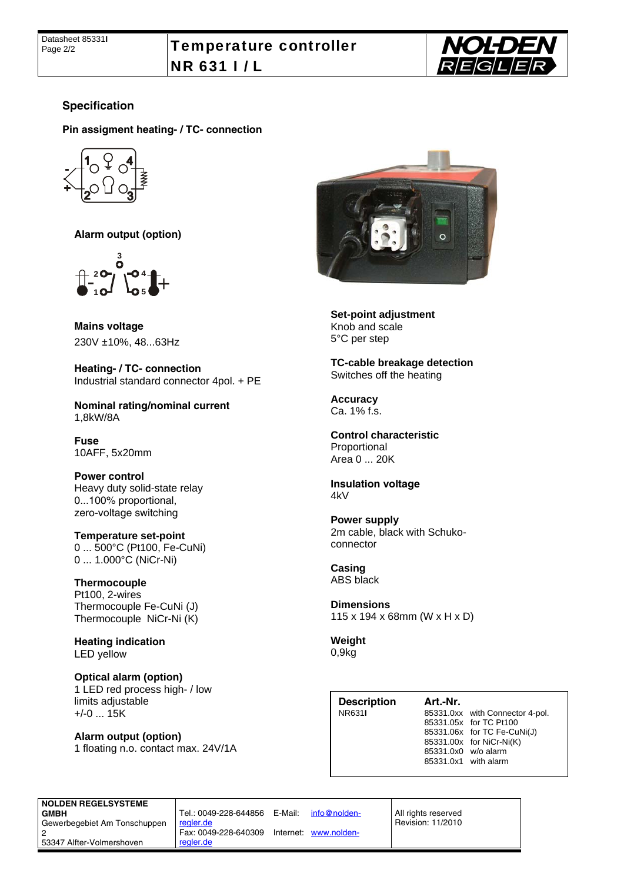## Specification

### Pin assigment heating- / TC- connection

1 4 2 3
\-
\+

### Alarm output (option)

3
2 4
1 5
\-
\+

**Mains voltage**
230V ±10%, 48...63Hz

**Heating- / TC- connection**
Industrial standard connector 4pol. + PE

**Nominal rating/nominal current**
1,8kW/8A

**Fuse**
10AFF, 5x20mm

**Power control**
Heavy duty solid-state relay
0...100% proportional,
zero-voltage switching

**Temperature set-point**
0 ... 500°C (Pt100, Fe-CuNi)
0 ... 1.000°C (NiCr-Ni)

**Thermocouple**
Pt100, 2-wires
Thermocouple Fe-CuNi (J)
Thermocouple NiCr-Ni (K)

**Heating indication**
LED yellow

**Optical alarm (option)**
1 LED red process high- / low limits adjustable
+/-0 ... 15K

**Alarm output (option)**
1 floating n.o. contact max. 24V/1A

**Set-point adjustment**
Knob and scale
5°C per step

**TC-cable breakage detection**
Switches off the heating

**Accuracy**
Ca. 1% f.s.

**Control characteristic**
Proportional
Area 0 ... 20K

**Insulation voltage**
4kV

**Power supply**
2m cable, black with Schuko-connector

**Casing**
ABS black

**Dimensions**
115 x 194 x 68mm (W x H x D)

**Weight**
0,9kg

| Description | Art.-Nr. | |
|---|---|---|
| NR631I | 85331.0xx | with Connector 4-pol. |
| | 85331.05x | for TC Pt100 |
| | 85331.06x | for TC Fe-CuNi(J) |
| | 85331.00x | for NiCr-Ni(K) |
| | 85331.0x0 | w/o alarm |
| | 85331.0x1 | with alarm |

**NOLDEN REGELSYSTEME GMBH**
Gewerbegebiet Am Tonschuppen 2
53347 Alfter-Volmershoven

Tel.: 0049-228-644856 E-Mail: info@nolden-regler.de
Fax: 0049-228-640309 Internet: www.nolden-regler.de

All rights reserved
Revision: 11/2010